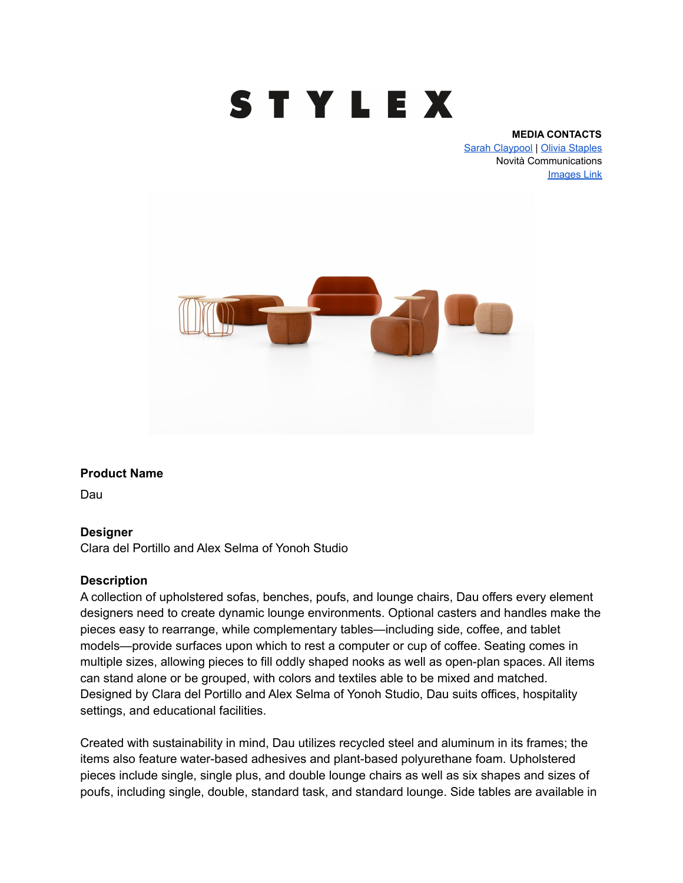# STYLEX

**MEDIA CONTACTS**
Sarah Claypool | Olivia Staples
Novità Communications
Images Link

**Product Name**

Dau

**Designer**

Clara del Portillo and Alex Selma of Yonoh Studio

**Description**

A collection of upholstered sofas, benches, poufs, and lounge chairs, Dau offers every element designers need to create dynamic lounge environments. Optional casters and handles make the pieces easy to rearrange, while complementary tables—including side, coffee, and tablet models—provide surfaces upon which to rest a computer or cup of coffee. Seating comes in multiple sizes, allowing pieces to fill oddly shaped nooks as well as open-plan spaces. All items can stand alone or be grouped, with colors and textiles able to be mixed and matched. Designed by Clara del Portillo and Alex Selma of Yonoh Studio, Dau suits offices, hospitality settings, and educational facilities.

Created with sustainability in mind, Dau utilizes recycled steel and aluminum in its frames; the items also feature water-based adhesives and plant-based polyurethane foam. Upholstered pieces include single, single plus, and double lounge chairs as well as six shapes and sizes of poufs, including single, double, standard task, and standard lounge. Side tables are available in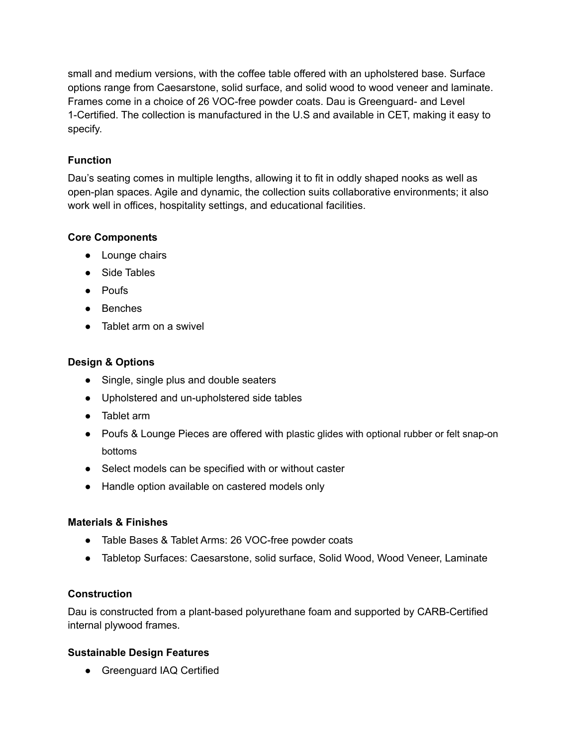small and medium versions, with the coffee table offered with an upholstered base. Surface options range from Caesarstone, solid surface, and solid wood to wood veneer and laminate. Frames come in a choice of 26 VOC-free powder coats. Dau is Greenguard- and Level 1-Certified. The collection is manufactured in the U.S and available in CET, making it easy to specify.

**Function**

Dau's seating comes in multiple lengths, allowing it to fit in oddly shaped nooks as well as open-plan spaces. Agile and dynamic, the collection suits collaborative environments; it also work well in offices, hospitality settings, and educational facilities.

**Core Components**

- Lounge chairs
- Side Tables
- Poufs
- Benches
- Tablet arm on a swivel

**Design & Options**

- Single, single plus and double seaters
- Upholstered and un-upholstered side tables
- Tablet arm
- Poufs & Lounge Pieces are offered with plastic glides with optional rubber or felt snap-on bottoms
- Select models can be specified with or without caster
- Handle option available on castered models only

**Materials & Finishes**

- Table Bases & Tablet Arms: 26 VOC-free powder coats
- Tabletop Surfaces: Caesarstone, solid surface, Solid Wood, Wood Veneer, Laminate

**Construction**

Dau is constructed from a plant-based polyurethane foam and supported by CARB-Certified internal plywood frames.

**Sustainable Design Features**

- Greenguard IAQ Certified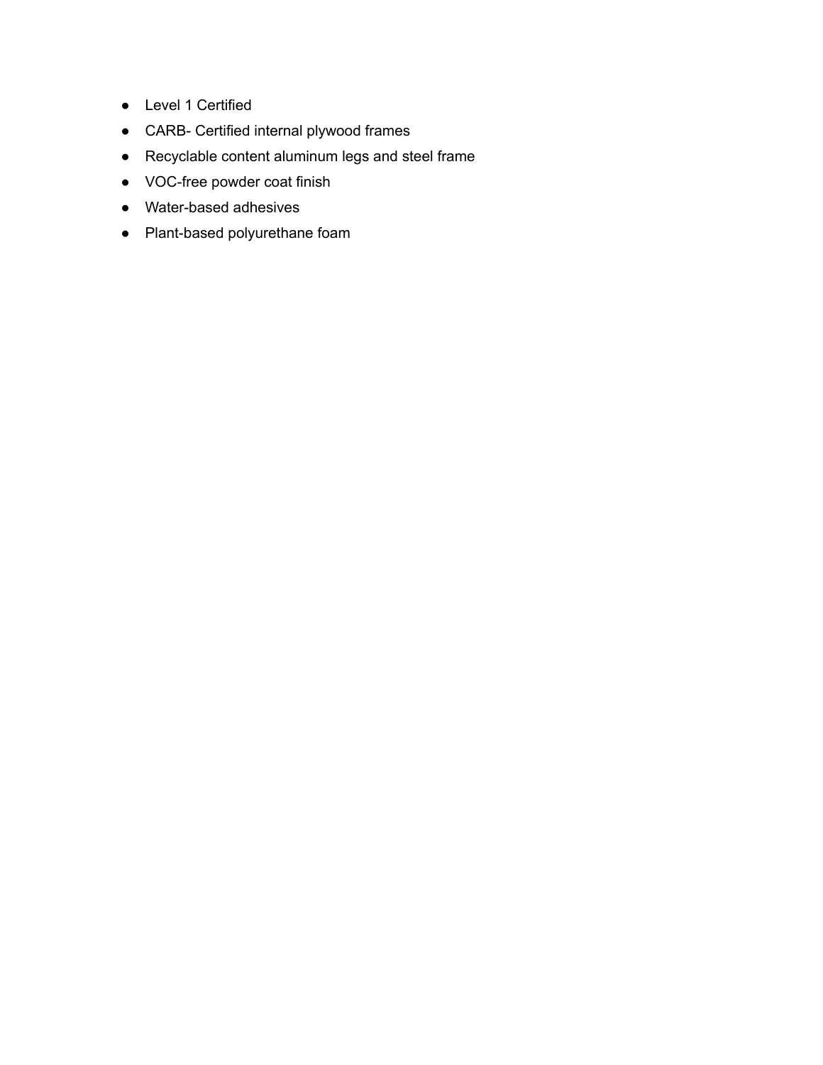- Level 1 Certified
- CARB- Certified internal plywood frames
- Recyclable content aluminum legs and steel frame
- VOC-free powder coat finish
- Water-based adhesives
- Plant-based polyurethane foam